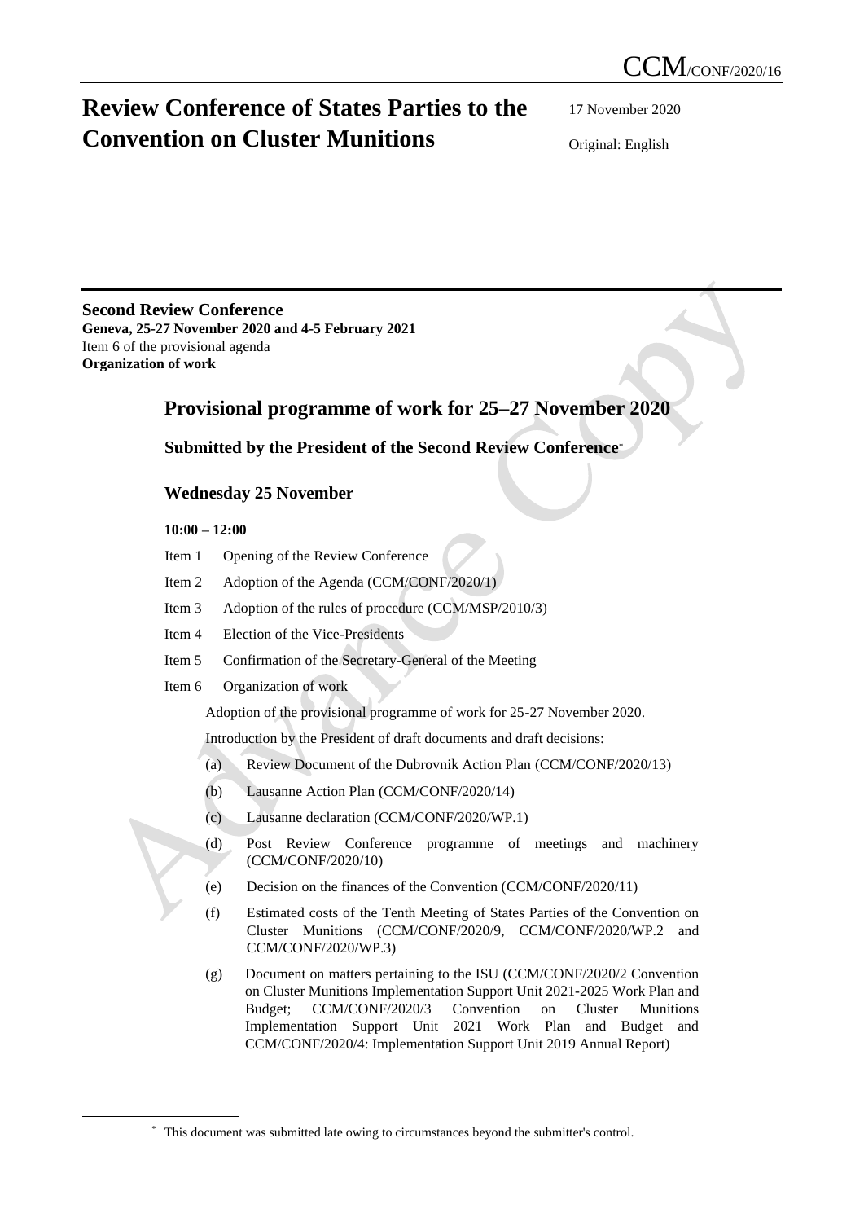CCM/CONF/2020/16

# Review Conference of States Parties to the Convention on Cluster Munitions

17 November 2020

Original: English

**Second Review Conference**
**Geneva, 25-27 November 2020 and 4-5 February 2021**
Item 6 of the provisional agenda
**Organization of work**

## Provisional programme of work for 25–27 November 2020

### Submitted by the President of the Second Review Conference*

### Wednesday 25 November

**10:00 – 12:00**

Item 1 Opening of the Review Conference

Item 2 Adoption of the Agenda (CCM/CONF/2020/1)

Item 3 Adoption of the rules of procedure (CCM/MSP/2010/3)

Item 4 Election of the Vice-Presidents

Item 5 Confirmation of the Secretary-General of the Meeting

Item 6 Organization of work

Adoption of the provisional programme of work for 25-27 November 2020.

Introduction by the President of draft documents and draft decisions:

(a) Review Document of the Dubrovnik Action Plan (CCM/CONF/2020/13)

(b) Lausanne Action Plan (CCM/CONF/2020/14)

(c) Lausanne declaration (CCM/CONF/2020/WP.1)

(d) Post Review Conference programme of meetings and machinery (CCM/CONF/2020/10)

(e) Decision on the finances of the Convention (CCM/CONF/2020/11)

(f) Estimated costs of the Tenth Meeting of States Parties of the Convention on Cluster Munitions (CCM/CONF/2020/9, CCM/CONF/2020/WP.2 and CCM/CONF/2020/WP.3)

(g) Document on matters pertaining to the ISU (CCM/CONF/2020/2 Convention on Cluster Munitions Implementation Support Unit 2021-2025 Work Plan and Budget; CCM/CONF/2020/3 Convention on Cluster Munitions Implementation Support Unit 2021 Work Plan and Budget and CCM/CONF/2020/4: Implementation Support Unit 2019 Annual Report)

\* This document was submitted late owing to circumstances beyond the submitter's control.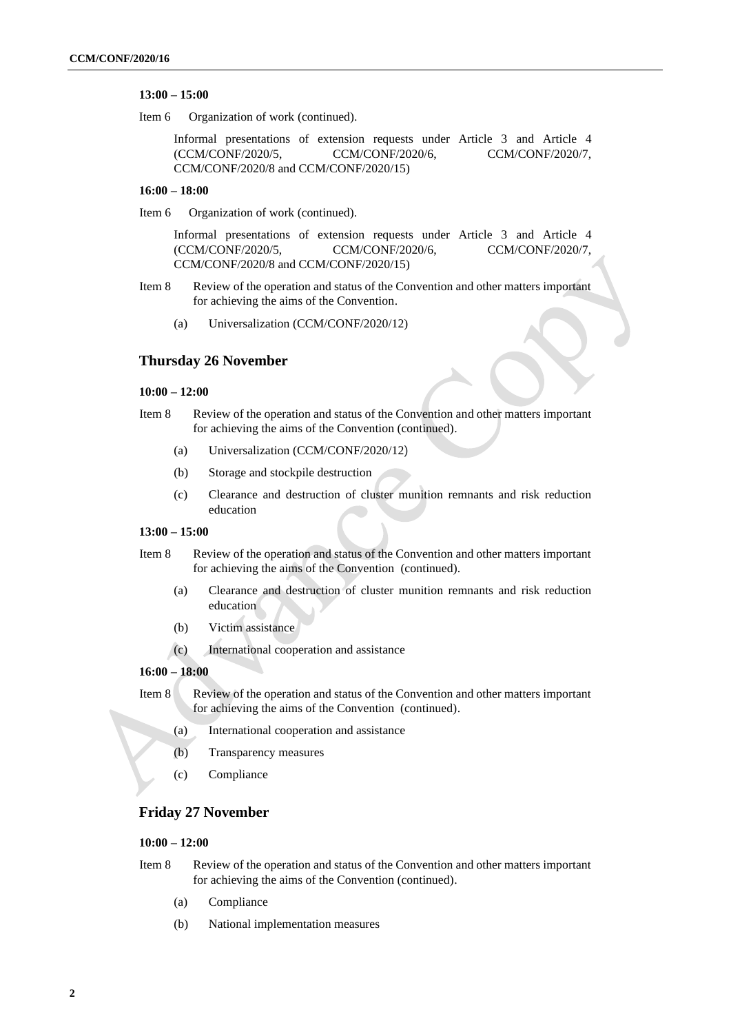**13:00 – 15:00**

Item 6 Organization of work (continued).

Informal presentations of extension requests under Article 3 and Article 4 (CCM/CONF/2020/5, CCM/CONF/2020/6, CCM/CONF/2020/7, CCM/CONF/2020/8 and CCM/CONF/2020/15)

**16:00 – 18:00**

Item 6 Organization of work (continued).

Informal presentations of extension requests under Article 3 and Article 4 (CCM/CONF/2020/5, CCM/CONF/2020/6, CCM/CONF/2020/7, CCM/CONF/2020/8 and CCM/CONF/2020/15)

Item 8 Review of the operation and status of the Convention and other matters important for achieving the aims of the Convention.

(a) Universalization (CCM/CONF/2020/12)

## Thursday 26 November

**10:00 – 12:00**

Item 8 Review of the operation and status of the Convention and other matters important for achieving the aims of the Convention (continued).

(a) Universalization (CCM/CONF/2020/12)

(b) Storage and stockpile destruction

(c) Clearance and destruction of cluster munition remnants and risk reduction education

**13:00 – 15:00**

Item 8 Review of the operation and status of the Convention and other matters important for achieving the aims of the Convention (continued).

(a) Clearance and destruction of cluster munition remnants and risk reduction education

(b) Victim assistance

(c) International cooperation and assistance

**16:00 – 18:00**

Item 8 Review of the operation and status of the Convention and other matters important for achieving the aims of the Convention (continued).

(a) International cooperation and assistance

(b) Transparency measures

(c) Compliance

## Friday 27 November

**10:00 – 12:00**

Item 8 Review of the operation and status of the Convention and other matters important for achieving the aims of the Convention (continued).

(a) Compliance

(b) National implementation measures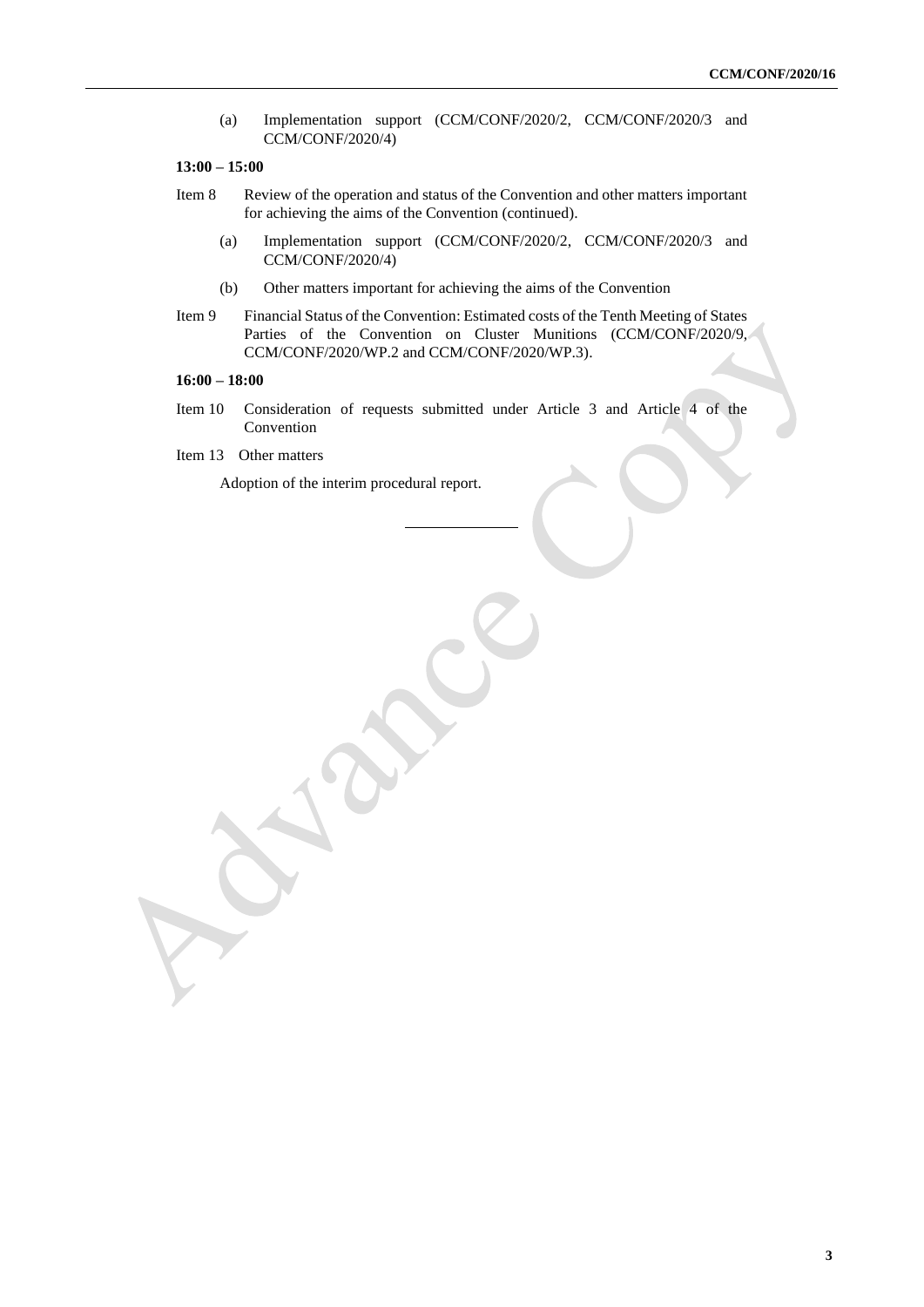(a) Implementation support (CCM/CONF/2020/2, CCM/CONF/2020/3 and CCM/CONF/2020/4)

**13:00 – 15:00**

Item 8 Review of the operation and status of the Convention and other matters important for achieving the aims of the Convention (continued).

(a) Implementation support (CCM/CONF/2020/2, CCM/CONF/2020/3 and CCM/CONF/2020/4)

(b) Other matters important for achieving the aims of the Convention

Item 9 Financial Status of the Convention: Estimated costs of the Tenth Meeting of States Parties of the Convention on Cluster Munitions (CCM/CONF/2020/9, CCM/CONF/2020/WP.2 and CCM/CONF/2020/WP.3).

**16:00 – 18:00**

Item 10 Consideration of requests submitted under Article 3 and Article 4 of the Convention

Item 13 Other matters

Adoption of the interim procedural report.